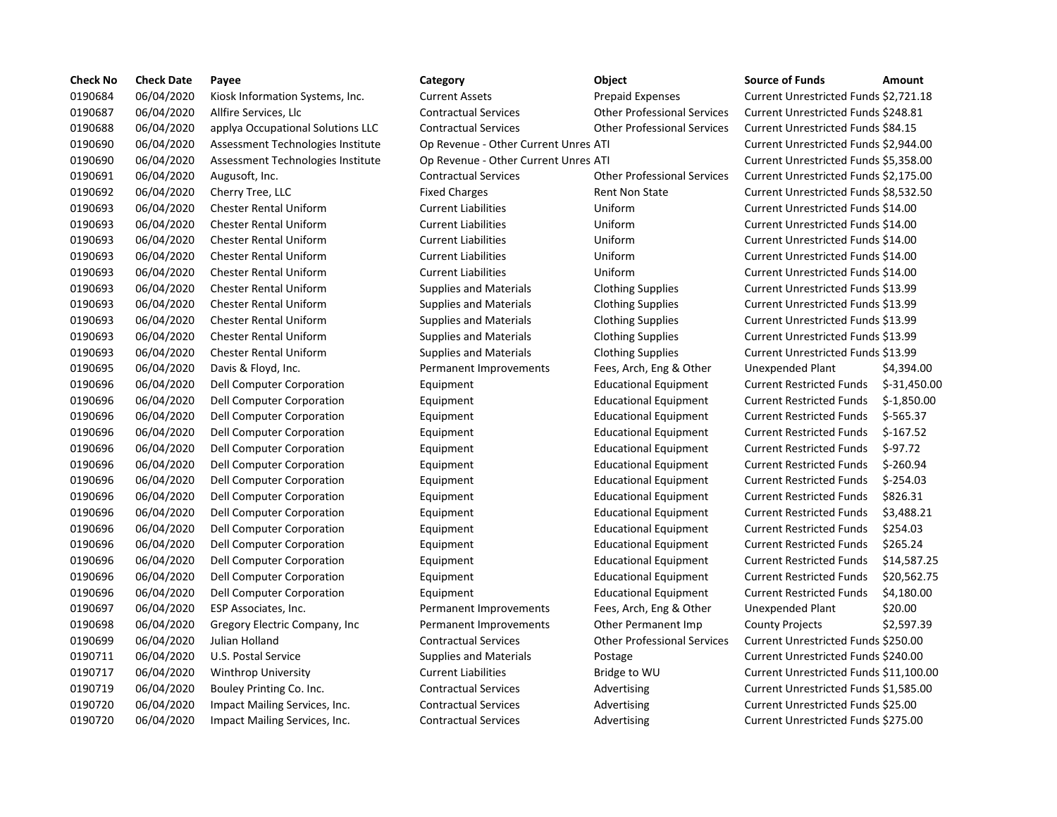| Check No | Check Date | Payee | Category | Object | Source of Funds | Amount |
| --- | --- | --- | --- | --- | --- | --- |
| 0190684 | 06/04/2020 | Kiosk Information Systems, Inc. | Current Assets | Prepaid Expenses | Current Unrestricted Funds | $2,721.18 |
| 0190687 | 06/04/2020 | Allfire Services, Llc | Contractual Services | Other Professional Services | Current Unrestricted Funds | $248.81 |
| 0190688 | 06/04/2020 | applya Occupational Solutions LLC | Contractual Services | Other Professional Services | Current Unrestricted Funds | $84.15 |
| 0190690 | 06/04/2020 | Assessment Technologies Institute | Op Revenue - Other Current Unres | ATI | Current Unrestricted Funds | $2,944.00 |
| 0190690 | 06/04/2020 | Assessment Technologies Institute | Op Revenue - Other Current Unres | ATI | Current Unrestricted Funds | $5,358.00 |
| 0190691 | 06/04/2020 | Augusoft, Inc. | Contractual Services | Other Professional Services | Current Unrestricted Funds | $2,175.00 |
| 0190692 | 06/04/2020 | Cherry Tree, LLC | Fixed Charges | Rent Non State | Current Unrestricted Funds | $8,532.50 |
| 0190693 | 06/04/2020 | Chester Rental Uniform | Current Liabilities | Uniform | Current Unrestricted Funds | $14.00 |
| 0190693 | 06/04/2020 | Chester Rental Uniform | Current Liabilities | Uniform | Current Unrestricted Funds | $14.00 |
| 0190693 | 06/04/2020 | Chester Rental Uniform | Current Liabilities | Uniform | Current Unrestricted Funds | $14.00 |
| 0190693 | 06/04/2020 | Chester Rental Uniform | Current Liabilities | Uniform | Current Unrestricted Funds | $14.00 |
| 0190693 | 06/04/2020 | Chester Rental Uniform | Current Liabilities | Uniform | Current Unrestricted Funds | $14.00 |
| 0190693 | 06/04/2020 | Chester Rental Uniform | Supplies and Materials | Clothing Supplies | Current Unrestricted Funds | $13.99 |
| 0190693 | 06/04/2020 | Chester Rental Uniform | Supplies and Materials | Clothing Supplies | Current Unrestricted Funds | $13.99 |
| 0190693 | 06/04/2020 | Chester Rental Uniform | Supplies and Materials | Clothing Supplies | Current Unrestricted Funds | $13.99 |
| 0190693 | 06/04/2020 | Chester Rental Uniform | Supplies and Materials | Clothing Supplies | Current Unrestricted Funds | $13.99 |
| 0190693 | 06/04/2020 | Chester Rental Uniform | Supplies and Materials | Clothing Supplies | Current Unrestricted Funds | $13.99 |
| 0190695 | 06/04/2020 | Davis & Floyd, Inc. | Permanent Improvements | Fees, Arch, Eng & Other | Unexpended Plant | $4,394.00 |
| 0190696 | 06/04/2020 | Dell Computer Corporation | Equipment | Educational Equipment | Current Restricted Funds | $-31,450.00 |
| 0190696 | 06/04/2020 | Dell Computer Corporation | Equipment | Educational Equipment | Current Restricted Funds | $-1,850.00 |
| 0190696 | 06/04/2020 | Dell Computer Corporation | Equipment | Educational Equipment | Current Restricted Funds | $-565.37 |
| 0190696 | 06/04/2020 | Dell Computer Corporation | Equipment | Educational Equipment | Current Restricted Funds | $-167.52 |
| 0190696 | 06/04/2020 | Dell Computer Corporation | Equipment | Educational Equipment | Current Restricted Funds | $-97.72 |
| 0190696 | 06/04/2020 | Dell Computer Corporation | Equipment | Educational Equipment | Current Restricted Funds | $-260.94 |
| 0190696 | 06/04/2020 | Dell Computer Corporation | Equipment | Educational Equipment | Current Restricted Funds | $-254.03 |
| 0190696 | 06/04/2020 | Dell Computer Corporation | Equipment | Educational Equipment | Current Restricted Funds | $826.31 |
| 0190696 | 06/04/2020 | Dell Computer Corporation | Equipment | Educational Equipment | Current Restricted Funds | $3,488.21 |
| 0190696 | 06/04/2020 | Dell Computer Corporation | Equipment | Educational Equipment | Current Restricted Funds | $254.03 |
| 0190696 | 06/04/2020 | Dell Computer Corporation | Equipment | Educational Equipment | Current Restricted Funds | $265.24 |
| 0190696 | 06/04/2020 | Dell Computer Corporation | Equipment | Educational Equipment | Current Restricted Funds | $14,587.25 |
| 0190696 | 06/04/2020 | Dell Computer Corporation | Equipment | Educational Equipment | Current Restricted Funds | $20,562.75 |
| 0190696 | 06/04/2020 | Dell Computer Corporation | Equipment | Educational Equipment | Current Restricted Funds | $4,180.00 |
| 0190697 | 06/04/2020 | ESP Associates, Inc. | Permanent Improvements | Fees, Arch, Eng & Other | Unexpended Plant | $20.00 |
| 0190698 | 06/04/2020 | Gregory Electric Company, Inc | Permanent Improvements | Other Permanent Imp | County Projects | $2,597.39 |
| 0190699 | 06/04/2020 | Julian Holland | Contractual Services | Other Professional Services | Current Unrestricted Funds | $250.00 |
| 0190711 | 06/04/2020 | U.S. Postal Service | Supplies and Materials | Postage | Current Unrestricted Funds | $240.00 |
| 0190717 | 06/04/2020 | Winthrop University | Current Liabilities | Bridge to WU | Current Unrestricted Funds | $11,100.00 |
| 0190719 | 06/04/2020 | Bouley Printing Co. Inc. | Contractual Services | Advertising | Current Unrestricted Funds | $1,585.00 |
| 0190720 | 06/04/2020 | Impact Mailing Services, Inc. | Contractual Services | Advertising | Current Unrestricted Funds | $25.00 |
| 0190720 | 06/04/2020 | Impact Mailing Services, Inc. | Contractual Services | Advertising | Current Unrestricted Funds | $275.00 |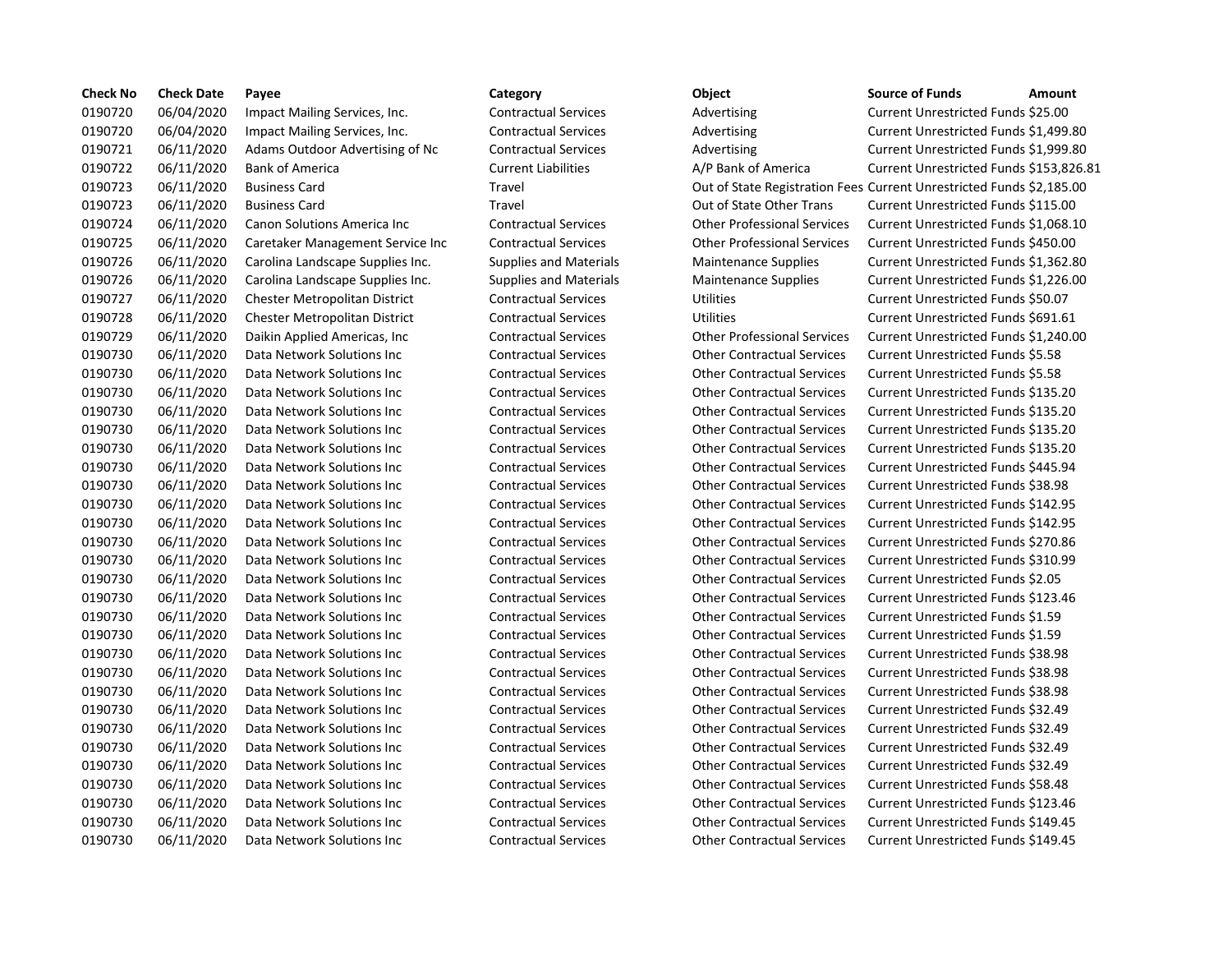| Check No | Check Date | Payee | Category | Object | Source of Funds | Amount |
|---|---|---|---|---|---|---|
| 0190720 | 06/04/2020 | Impact Mailing Services, Inc. | Contractual Services | Advertising | Current Unrestricted Funds | $25.00 |
| 0190720 | 06/04/2020 | Impact Mailing Services, Inc. | Contractual Services | Advertising | Current Unrestricted Funds | $1,499.80 |
| 0190721 | 06/11/2020 | Adams Outdoor Advertising of Nc | Contractual Services | Advertising | Current Unrestricted Funds | $1,999.80 |
| 0190722 | 06/11/2020 | Bank of America | Current Liabilities | A/P Bank of America | Current Unrestricted Funds | $153,826.81 |
| 0190723 | 06/11/2020 | Business Card | Travel | Out of State Registration Fees | Current Unrestricted Funds | $2,185.00 |
| 0190723 | 06/11/2020 | Business Card | Travel | Out of State Other Trans | Current Unrestricted Funds | $115.00 |
| 0190724 | 06/11/2020 | Canon Solutions America Inc | Contractual Services | Other Professional Services | Current Unrestricted Funds | $1,068.10 |
| 0190725 | 06/11/2020 | Caretaker Management Service Inc | Contractual Services | Other Professional Services | Current Unrestricted Funds | $450.00 |
| 0190726 | 06/11/2020 | Carolina Landscape Supplies Inc. | Supplies and Materials | Maintenance Supplies | Current Unrestricted Funds | $1,362.80 |
| 0190726 | 06/11/2020 | Carolina Landscape Supplies Inc. | Supplies and Materials | Maintenance Supplies | Current Unrestricted Funds | $1,226.00 |
| 0190727 | 06/11/2020 | Chester Metropolitan District | Contractual Services | Utilities | Current Unrestricted Funds | $50.07 |
| 0190728 | 06/11/2020 | Chester Metropolitan District | Contractual Services | Utilities | Current Unrestricted Funds | $691.61 |
| 0190729 | 06/11/2020 | Daikin Applied Americas, Inc | Contractual Services | Other Professional Services | Current Unrestricted Funds | $1,240.00 |
| 0190730 | 06/11/2020 | Data Network Solutions Inc | Contractual Services | Other Contractual Services | Current Unrestricted Funds | $5.58 |
| 0190730 | 06/11/2020 | Data Network Solutions Inc | Contractual Services | Other Contractual Services | Current Unrestricted Funds | $5.58 |
| 0190730 | 06/11/2020 | Data Network Solutions Inc | Contractual Services | Other Contractual Services | Current Unrestricted Funds | $135.20 |
| 0190730 | 06/11/2020 | Data Network Solutions Inc | Contractual Services | Other Contractual Services | Current Unrestricted Funds | $135.20 |
| 0190730 | 06/11/2020 | Data Network Solutions Inc | Contractual Services | Other Contractual Services | Current Unrestricted Funds | $135.20 |
| 0190730 | 06/11/2020 | Data Network Solutions Inc | Contractual Services | Other Contractual Services | Current Unrestricted Funds | $135.20 |
| 0190730 | 06/11/2020 | Data Network Solutions Inc | Contractual Services | Other Contractual Services | Current Unrestricted Funds | $445.94 |
| 0190730 | 06/11/2020 | Data Network Solutions Inc | Contractual Services | Other Contractual Services | Current Unrestricted Funds | $38.98 |
| 0190730 | 06/11/2020 | Data Network Solutions Inc | Contractual Services | Other Contractual Services | Current Unrestricted Funds | $142.95 |
| 0190730 | 06/11/2020 | Data Network Solutions Inc | Contractual Services | Other Contractual Services | Current Unrestricted Funds | $142.95 |
| 0190730 | 06/11/2020 | Data Network Solutions Inc | Contractual Services | Other Contractual Services | Current Unrestricted Funds | $270.86 |
| 0190730 | 06/11/2020 | Data Network Solutions Inc | Contractual Services | Other Contractual Services | Current Unrestricted Funds | $310.99 |
| 0190730 | 06/11/2020 | Data Network Solutions Inc | Contractual Services | Other Contractual Services | Current Unrestricted Funds | $2.05 |
| 0190730 | 06/11/2020 | Data Network Solutions Inc | Contractual Services | Other Contractual Services | Current Unrestricted Funds | $123.46 |
| 0190730 | 06/11/2020 | Data Network Solutions Inc | Contractual Services | Other Contractual Services | Current Unrestricted Funds | $1.59 |
| 0190730 | 06/11/2020 | Data Network Solutions Inc | Contractual Services | Other Contractual Services | Current Unrestricted Funds | $1.59 |
| 0190730 | 06/11/2020 | Data Network Solutions Inc | Contractual Services | Other Contractual Services | Current Unrestricted Funds | $38.98 |
| 0190730 | 06/11/2020 | Data Network Solutions Inc | Contractual Services | Other Contractual Services | Current Unrestricted Funds | $38.98 |
| 0190730 | 06/11/2020 | Data Network Solutions Inc | Contractual Services | Other Contractual Services | Current Unrestricted Funds | $38.98 |
| 0190730 | 06/11/2020 | Data Network Solutions Inc | Contractual Services | Other Contractual Services | Current Unrestricted Funds | $32.49 |
| 0190730 | 06/11/2020 | Data Network Solutions Inc | Contractual Services | Other Contractual Services | Current Unrestricted Funds | $32.49 |
| 0190730 | 06/11/2020 | Data Network Solutions Inc | Contractual Services | Other Contractual Services | Current Unrestricted Funds | $32.49 |
| 0190730 | 06/11/2020 | Data Network Solutions Inc | Contractual Services | Other Contractual Services | Current Unrestricted Funds | $32.49 |
| 0190730 | 06/11/2020 | Data Network Solutions Inc | Contractual Services | Other Contractual Services | Current Unrestricted Funds | $58.48 |
| 0190730 | 06/11/2020 | Data Network Solutions Inc | Contractual Services | Other Contractual Services | Current Unrestricted Funds | $123.46 |
| 0190730 | 06/11/2020 | Data Network Solutions Inc | Contractual Services | Other Contractual Services | Current Unrestricted Funds | $149.45 |
| 0190730 | 06/11/2020 | Data Network Solutions Inc | Contractual Services | Other Contractual Services | Current Unrestricted Funds | $149.45 |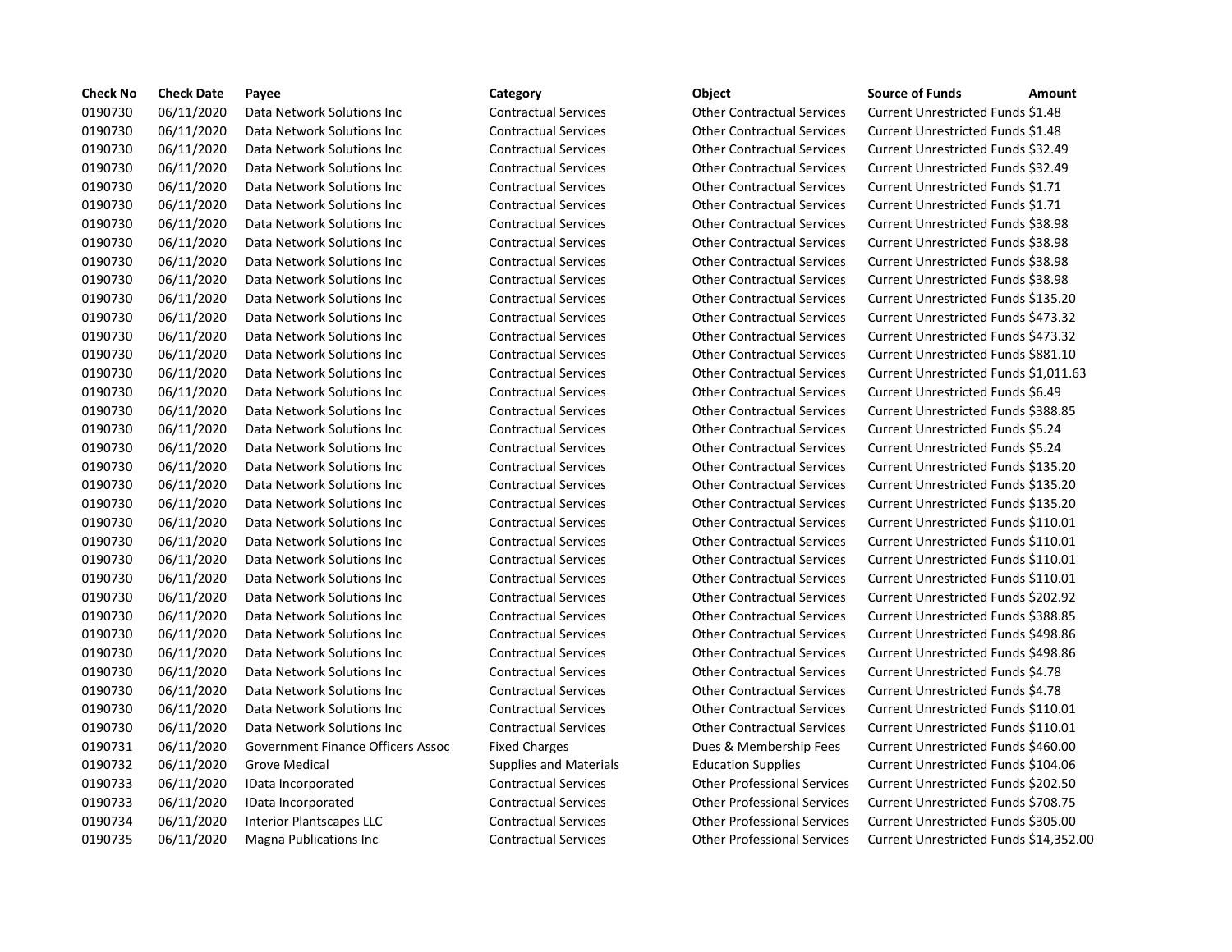| Check No | Check Date | Payee | Category | Object | Source of Funds | Amount |
|---|---|---|---|---|---|---|
| 0190730 | 06/11/2020 | Data Network Solutions Inc | Contractual Services | Other Contractual Services | Current Unrestricted Funds | $1.48 |
| 0190730 | 06/11/2020 | Data Network Solutions Inc | Contractual Services | Other Contractual Services | Current Unrestricted Funds | $1.48 |
| 0190730 | 06/11/2020 | Data Network Solutions Inc | Contractual Services | Other Contractual Services | Current Unrestricted Funds | $32.49 |
| 0190730 | 06/11/2020 | Data Network Solutions Inc | Contractual Services | Other Contractual Services | Current Unrestricted Funds | $32.49 |
| 0190730 | 06/11/2020 | Data Network Solutions Inc | Contractual Services | Other Contractual Services | Current Unrestricted Funds | $1.71 |
| 0190730 | 06/11/2020 | Data Network Solutions Inc | Contractual Services | Other Contractual Services | Current Unrestricted Funds | $1.71 |
| 0190730 | 06/11/2020 | Data Network Solutions Inc | Contractual Services | Other Contractual Services | Current Unrestricted Funds | $38.98 |
| 0190730 | 06/11/2020 | Data Network Solutions Inc | Contractual Services | Other Contractual Services | Current Unrestricted Funds | $38.98 |
| 0190730 | 06/11/2020 | Data Network Solutions Inc | Contractual Services | Other Contractual Services | Current Unrestricted Funds | $38.98 |
| 0190730 | 06/11/2020 | Data Network Solutions Inc | Contractual Services | Other Contractual Services | Current Unrestricted Funds | $38.98 |
| 0190730 | 06/11/2020 | Data Network Solutions Inc | Contractual Services | Other Contractual Services | Current Unrestricted Funds | $135.20 |
| 0190730 | 06/11/2020 | Data Network Solutions Inc | Contractual Services | Other Contractual Services | Current Unrestricted Funds | $473.32 |
| 0190730 | 06/11/2020 | Data Network Solutions Inc | Contractual Services | Other Contractual Services | Current Unrestricted Funds | $473.32 |
| 0190730 | 06/11/2020 | Data Network Solutions Inc | Contractual Services | Other Contractual Services | Current Unrestricted Funds | $881.10 |
| 0190730 | 06/11/2020 | Data Network Solutions Inc | Contractual Services | Other Contractual Services | Current Unrestricted Funds | $1,011.63 |
| 0190730 | 06/11/2020 | Data Network Solutions Inc | Contractual Services | Other Contractual Services | Current Unrestricted Funds | $6.49 |
| 0190730 | 06/11/2020 | Data Network Solutions Inc | Contractual Services | Other Contractual Services | Current Unrestricted Funds | $388.85 |
| 0190730 | 06/11/2020 | Data Network Solutions Inc | Contractual Services | Other Contractual Services | Current Unrestricted Funds | $5.24 |
| 0190730 | 06/11/2020 | Data Network Solutions Inc | Contractual Services | Other Contractual Services | Current Unrestricted Funds | $5.24 |
| 0190730 | 06/11/2020 | Data Network Solutions Inc | Contractual Services | Other Contractual Services | Current Unrestricted Funds | $135.20 |
| 0190730 | 06/11/2020 | Data Network Solutions Inc | Contractual Services | Other Contractual Services | Current Unrestricted Funds | $135.20 |
| 0190730 | 06/11/2020 | Data Network Solutions Inc | Contractual Services | Other Contractual Services | Current Unrestricted Funds | $135.20 |
| 0190730 | 06/11/2020 | Data Network Solutions Inc | Contractual Services | Other Contractual Services | Current Unrestricted Funds | $110.01 |
| 0190730 | 06/11/2020 | Data Network Solutions Inc | Contractual Services | Other Contractual Services | Current Unrestricted Funds | $110.01 |
| 0190730 | 06/11/2020 | Data Network Solutions Inc | Contractual Services | Other Contractual Services | Current Unrestricted Funds | $110.01 |
| 0190730 | 06/11/2020 | Data Network Solutions Inc | Contractual Services | Other Contractual Services | Current Unrestricted Funds | $110.01 |
| 0190730 | 06/11/2020 | Data Network Solutions Inc | Contractual Services | Other Contractual Services | Current Unrestricted Funds | $202.92 |
| 0190730 | 06/11/2020 | Data Network Solutions Inc | Contractual Services | Other Contractual Services | Current Unrestricted Funds | $388.85 |
| 0190730 | 06/11/2020 | Data Network Solutions Inc | Contractual Services | Other Contractual Services | Current Unrestricted Funds | $498.86 |
| 0190730 | 06/11/2020 | Data Network Solutions Inc | Contractual Services | Other Contractual Services | Current Unrestricted Funds | $498.86 |
| 0190730 | 06/11/2020 | Data Network Solutions Inc | Contractual Services | Other Contractual Services | Current Unrestricted Funds | $4.78 |
| 0190730 | 06/11/2020 | Data Network Solutions Inc | Contractual Services | Other Contractual Services | Current Unrestricted Funds | $4.78 |
| 0190730 | 06/11/2020 | Data Network Solutions Inc | Contractual Services | Other Contractual Services | Current Unrestricted Funds | $110.01 |
| 0190730 | 06/11/2020 | Data Network Solutions Inc | Contractual Services | Other Contractual Services | Current Unrestricted Funds | $110.01 |
| 0190731 | 06/11/2020 | Government Finance Officers Assoc | Fixed Charges | Dues & Membership Fees | Current Unrestricted Funds | $460.00 |
| 0190732 | 06/11/2020 | Grove Medical | Supplies and Materials | Education Supplies | Current Unrestricted Funds | $104.06 |
| 0190733 | 06/11/2020 | IData Incorporated | Contractual Services | Other Professional Services | Current Unrestricted Funds | $202.50 |
| 0190733 | 06/11/2020 | IData Incorporated | Contractual Services | Other Professional Services | Current Unrestricted Funds | $708.75 |
| 0190734 | 06/11/2020 | Interior Plantscapes LLC | Contractual Services | Other Professional Services | Current Unrestricted Funds | $305.00 |
| 0190735 | 06/11/2020 | Magna Publications Inc | Contractual Services | Other Professional Services | Current Unrestricted Funds | $14,352.00 |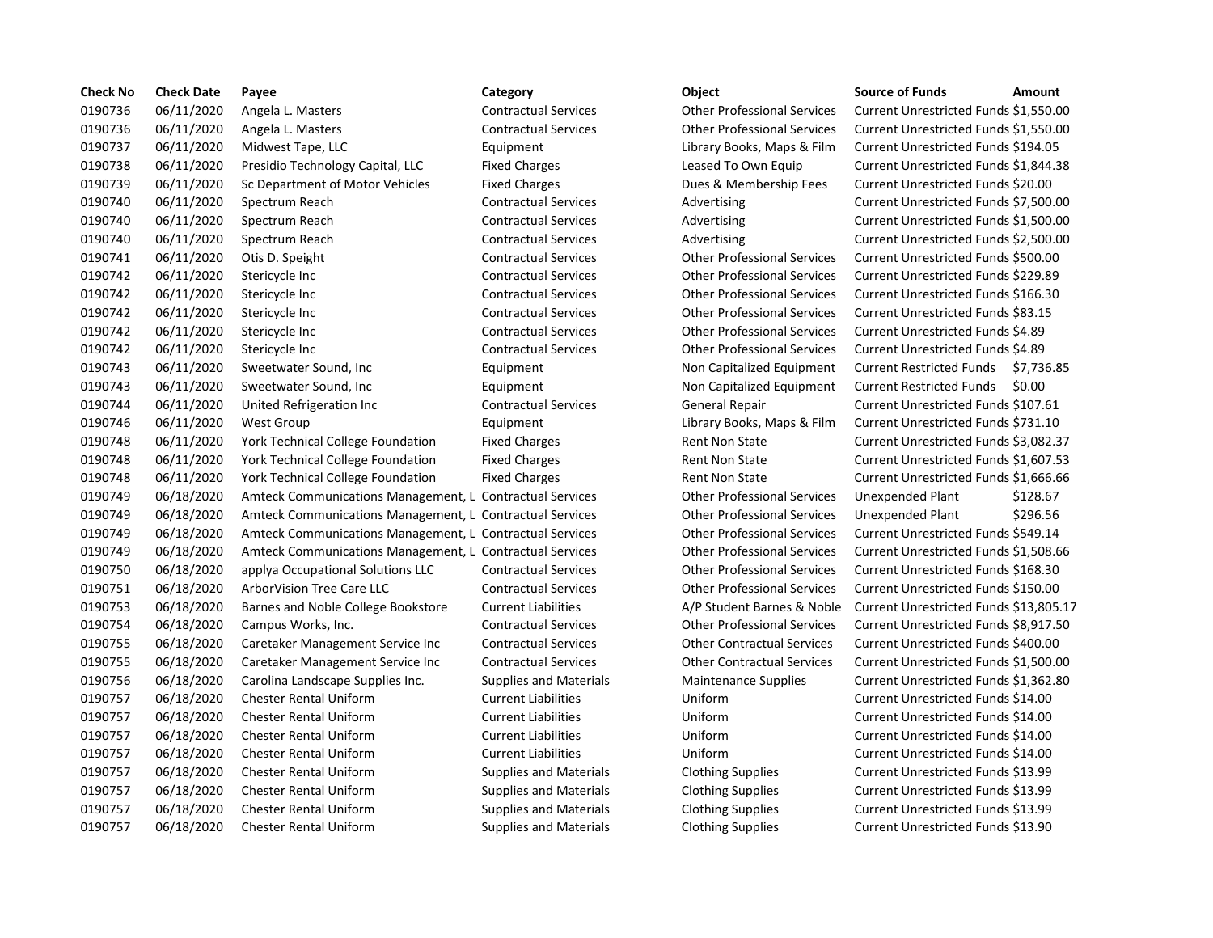| Check No | Check Date | Payee | Category | Object | Source of Funds | Amount |
|---|---|---|---|---|---|---|
| 0190736 | 06/11/2020 | Angela L. Masters | Contractual Services | Other Professional Services | Current Unrestricted Funds | $1,550.00 |
| 0190736 | 06/11/2020 | Angela L. Masters | Contractual Services | Other Professional Services | Current Unrestricted Funds | $1,550.00 |
| 0190737 | 06/11/2020 | Midwest Tape, LLC | Equipment | Library Books, Maps & Film | Current Unrestricted Funds | $194.05 |
| 0190738 | 06/11/2020 | Presidio Technology Capital, LLC | Fixed Charges | Leased To Own Equip | Current Unrestricted Funds | $1,844.38 |
| 0190739 | 06/11/2020 | Sc Department of Motor Vehicles | Fixed Charges | Dues & Membership Fees | Current Unrestricted Funds | $20.00 |
| 0190740 | 06/11/2020 | Spectrum Reach | Contractual Services | Advertising | Current Unrestricted Funds | $7,500.00 |
| 0190740 | 06/11/2020 | Spectrum Reach | Contractual Services | Advertising | Current Unrestricted Funds | $1,500.00 |
| 0190740 | 06/11/2020 | Spectrum Reach | Contractual Services | Advertising | Current Unrestricted Funds | $2,500.00 |
| 0190741 | 06/11/2020 | Otis D. Speight | Contractual Services | Other Professional Services | Current Unrestricted Funds | $500.00 |
| 0190742 | 06/11/2020 | Stericycle Inc | Contractual Services | Other Professional Services | Current Unrestricted Funds | $229.89 |
| 0190742 | 06/11/2020 | Stericycle Inc | Contractual Services | Other Professional Services | Current Unrestricted Funds | $166.30 |
| 0190742 | 06/11/2020 | Stericycle Inc | Contractual Services | Other Professional Services | Current Unrestricted Funds | $83.15 |
| 0190742 | 06/11/2020 | Stericycle Inc | Contractual Services | Other Professional Services | Current Unrestricted Funds | $4.89 |
| 0190742 | 06/11/2020 | Stericycle Inc | Contractual Services | Other Professional Services | Current Unrestricted Funds | $4.89 |
| 0190743 | 06/11/2020 | Sweetwater Sound, Inc | Equipment | Non Capitalized Equipment | Current Restricted Funds | $7,736.85 |
| 0190743 | 06/11/2020 | Sweetwater Sound, Inc | Equipment | Non Capitalized Equipment | Current Restricted Funds | $0.00 |
| 0190744 | 06/11/2020 | United Refrigeration Inc | Contractual Services | General Repair | Current Unrestricted Funds | $107.61 |
| 0190746 | 06/11/2020 | West Group | Equipment | Library Books, Maps & Film | Current Unrestricted Funds | $731.10 |
| 0190748 | 06/11/2020 | York Technical College Foundation | Fixed Charges | Rent Non State | Current Unrestricted Funds | $3,082.37 |
| 0190748 | 06/11/2020 | York Technical College Foundation | Fixed Charges | Rent Non State | Current Unrestricted Funds | $1,607.53 |
| 0190748 | 06/11/2020 | York Technical College Foundation | Fixed Charges | Rent Non State | Current Unrestricted Funds | $1,666.66 |
| 0190749 | 06/18/2020 | Amteck Communications Management, L | Contractual Services | Other Professional Services | Unexpended Plant | $128.67 |
| 0190749 | 06/18/2020 | Amteck Communications Management, L | Contractual Services | Other Professional Services | Unexpended Plant | $296.56 |
| 0190749 | 06/18/2020 | Amteck Communications Management, L | Contractual Services | Other Professional Services | Current Unrestricted Funds | $549.14 |
| 0190749 | 06/18/2020 | Amteck Communications Management, L | Contractual Services | Other Professional Services | Current Unrestricted Funds | $1,508.66 |
| 0190750 | 06/18/2020 | applya Occupational Solutions LLC | Contractual Services | Other Professional Services | Current Unrestricted Funds | $168.30 |
| 0190751 | 06/18/2020 | ArborVision Tree Care LLC | Contractual Services | Other Professional Services | Current Unrestricted Funds | $150.00 |
| 0190753 | 06/18/2020 | Barnes and Noble College Bookstore | Current Liabilities | A/P Student Barnes & Noble | Current Unrestricted Funds | $13,805.17 |
| 0190754 | 06/18/2020 | Campus Works, Inc. | Contractual Services | Other Professional Services | Current Unrestricted Funds | $8,917.50 |
| 0190755 | 06/18/2020 | Caretaker Management Service Inc | Contractual Services | Other Contractual Services | Current Unrestricted Funds | $400.00 |
| 0190755 | 06/18/2020 | Caretaker Management Service Inc | Contractual Services | Other Contractual Services | Current Unrestricted Funds | $1,500.00 |
| 0190756 | 06/18/2020 | Carolina Landscape Supplies Inc. | Supplies and Materials | Maintenance Supplies | Current Unrestricted Funds | $1,362.80 |
| 0190757 | 06/18/2020 | Chester Rental Uniform | Current Liabilities | Uniform | Current Unrestricted Funds | $14.00 |
| 0190757 | 06/18/2020 | Chester Rental Uniform | Current Liabilities | Uniform | Current Unrestricted Funds | $14.00 |
| 0190757 | 06/18/2020 | Chester Rental Uniform | Current Liabilities | Uniform | Current Unrestricted Funds | $14.00 |
| 0190757 | 06/18/2020 | Chester Rental Uniform | Current Liabilities | Uniform | Current Unrestricted Funds | $14.00 |
| 0190757 | 06/18/2020 | Chester Rental Uniform | Supplies and Materials | Clothing Supplies | Current Unrestricted Funds | $13.99 |
| 0190757 | 06/18/2020 | Chester Rental Uniform | Supplies and Materials | Clothing Supplies | Current Unrestricted Funds | $13.99 |
| 0190757 | 06/18/2020 | Chester Rental Uniform | Supplies and Materials | Clothing Supplies | Current Unrestricted Funds | $13.99 |
| 0190757 | 06/18/2020 | Chester Rental Uniform | Supplies and Materials | Clothing Supplies | Current Unrestricted Funds | $13.90 |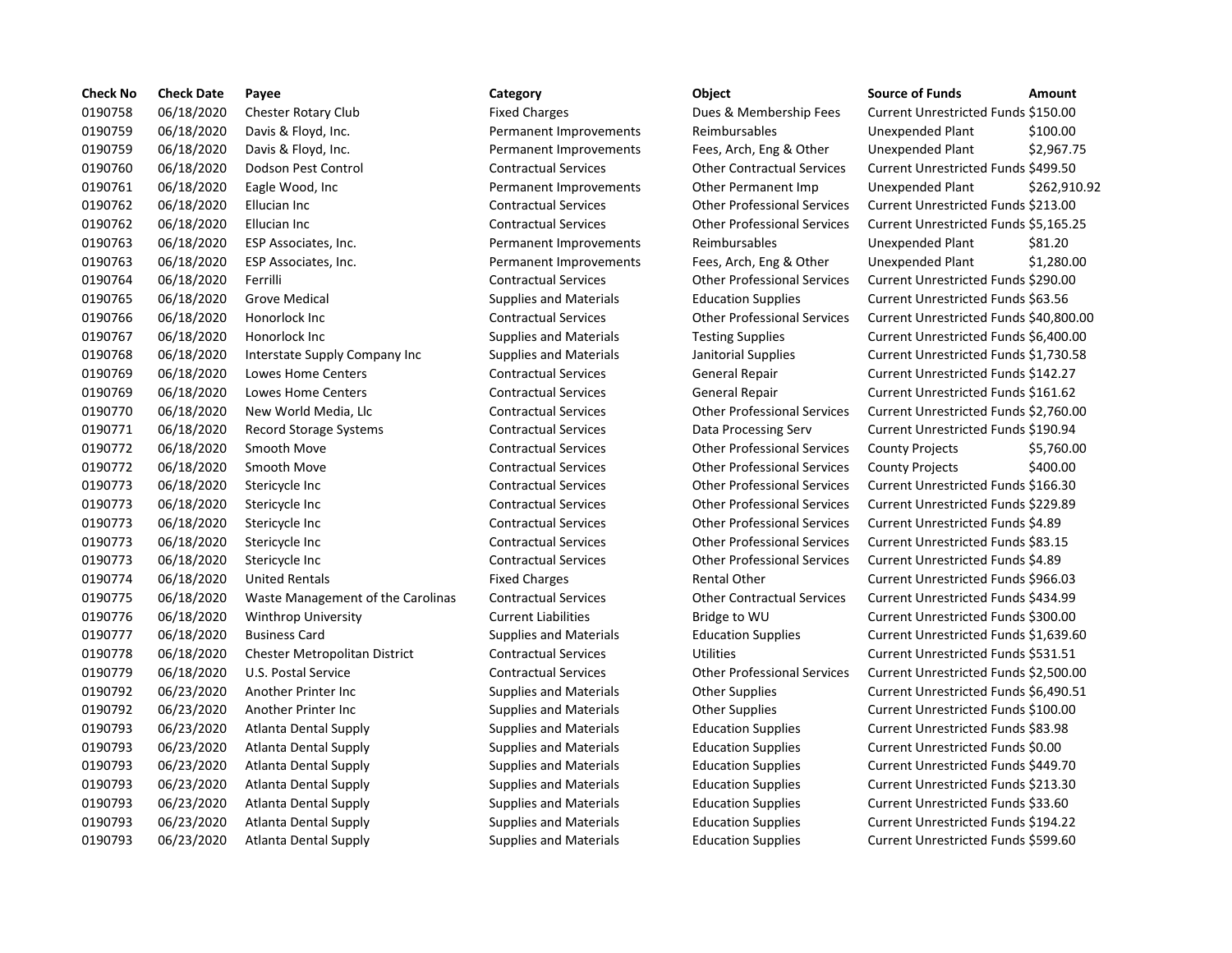| Check No | Check Date | Payee | Category | Object | Source of Funds | Amount |
|---|---|---|---|---|---|---|
| 0190758 | 06/18/2020 | Chester Rotary Club | Fixed Charges | Dues & Membership Fees | Current Unrestricted Funds | $150.00 |
| 0190759 | 06/18/2020 | Davis & Floyd, Inc. | Permanent Improvements | Reimbursables | Unexpended Plant | $100.00 |
| 0190759 | 06/18/2020 | Davis & Floyd, Inc. | Permanent Improvements | Fees, Arch, Eng & Other | Unexpended Plant | $2,967.75 |
| 0190760 | 06/18/2020 | Dodson Pest Control | Contractual Services | Other Contractual Services | Current Unrestricted Funds | $499.50 |
| 0190761 | 06/18/2020 | Eagle Wood, Inc | Permanent Improvements | Other Permanent Imp | Unexpended Plant | $262,910.92 |
| 0190762 | 06/18/2020 | Ellucian Inc | Contractual Services | Other Professional Services | Current Unrestricted Funds | $213.00 |
| 0190762 | 06/18/2020 | Ellucian Inc | Contractual Services | Other Professional Services | Current Unrestricted Funds | $5,165.25 |
| 0190763 | 06/18/2020 | ESP Associates, Inc. | Permanent Improvements | Reimbursables | Unexpended Plant | $81.20 |
| 0190763 | 06/18/2020 | ESP Associates, Inc. | Permanent Improvements | Fees, Arch, Eng & Other | Unexpended Plant | $1,280.00 |
| 0190764 | 06/18/2020 | Ferrilli | Contractual Services | Other Professional Services | Current Unrestricted Funds | $290.00 |
| 0190765 | 06/18/2020 | Grove Medical | Supplies and Materials | Education Supplies | Current Unrestricted Funds | $63.56 |
| 0190766 | 06/18/2020 | Honorlock Inc | Contractual Services | Other Professional Services | Current Unrestricted Funds | $40,800.00 |
| 0190767 | 06/18/2020 | Honorlock Inc | Supplies and Materials | Testing Supplies | Current Unrestricted Funds | $6,400.00 |
| 0190768 | 06/18/2020 | Interstate Supply Company Inc | Supplies and Materials | Janitorial Supplies | Current Unrestricted Funds | $1,730.58 |
| 0190769 | 06/18/2020 | Lowes Home Centers | Contractual Services | General Repair | Current Unrestricted Funds | $142.27 |
| 0190769 | 06/18/2020 | Lowes Home Centers | Contractual Services | General Repair | Current Unrestricted Funds | $161.62 |
| 0190770 | 06/18/2020 | New World Media, Llc | Contractual Services | Other Professional Services | Current Unrestricted Funds | $2,760.00 |
| 0190771 | 06/18/2020 | Record Storage Systems | Contractual Services | Data Processing Serv | Current Unrestricted Funds | $190.94 |
| 0190772 | 06/18/2020 | Smooth Move | Contractual Services | Other Professional Services | County Projects | $5,760.00 |
| 0190772 | 06/18/2020 | Smooth Move | Contractual Services | Other Professional Services | County Projects | $400.00 |
| 0190773 | 06/18/2020 | Stericycle Inc | Contractual Services | Other Professional Services | Current Unrestricted Funds | $166.30 |
| 0190773 | 06/18/2020 | Stericycle Inc | Contractual Services | Other Professional Services | Current Unrestricted Funds | $229.89 |
| 0190773 | 06/18/2020 | Stericycle Inc | Contractual Services | Other Professional Services | Current Unrestricted Funds | $4.89 |
| 0190773 | 06/18/2020 | Stericycle Inc | Contractual Services | Other Professional Services | Current Unrestricted Funds | $83.15 |
| 0190773 | 06/18/2020 | Stericycle Inc | Contractual Services | Other Professional Services | Current Unrestricted Funds | $4.89 |
| 0190774 | 06/18/2020 | United Rentals | Fixed Charges | Rental Other | Current Unrestricted Funds | $966.03 |
| 0190775 | 06/18/2020 | Waste Management of the Carolinas | Contractual Services | Other Contractual Services | Current Unrestricted Funds | $434.99 |
| 0190776 | 06/18/2020 | Winthrop University | Current Liabilities | Bridge to WU | Current Unrestricted Funds | $300.00 |
| 0190777 | 06/18/2020 | Business Card | Supplies and Materials | Education Supplies | Current Unrestricted Funds | $1,639.60 |
| 0190778 | 06/18/2020 | Chester Metropolitan District | Contractual Services | Utilities | Current Unrestricted Funds | $531.51 |
| 0190779 | 06/18/2020 | U.S. Postal Service | Contractual Services | Other Professional Services | Current Unrestricted Funds | $2,500.00 |
| 0190792 | 06/23/2020 | Another Printer Inc | Supplies and Materials | Other Supplies | Current Unrestricted Funds | $6,490.51 |
| 0190792 | 06/23/2020 | Another Printer Inc | Supplies and Materials | Other Supplies | Current Unrestricted Funds | $100.00 |
| 0190793 | 06/23/2020 | Atlanta Dental Supply | Supplies and Materials | Education Supplies | Current Unrestricted Funds | $83.98 |
| 0190793 | 06/23/2020 | Atlanta Dental Supply | Supplies and Materials | Education Supplies | Current Unrestricted Funds | $0.00 |
| 0190793 | 06/23/2020 | Atlanta Dental Supply | Supplies and Materials | Education Supplies | Current Unrestricted Funds | $449.70 |
| 0190793 | 06/23/2020 | Atlanta Dental Supply | Supplies and Materials | Education Supplies | Current Unrestricted Funds | $213.30 |
| 0190793 | 06/23/2020 | Atlanta Dental Supply | Supplies and Materials | Education Supplies | Current Unrestricted Funds | $33.60 |
| 0190793 | 06/23/2020 | Atlanta Dental Supply | Supplies and Materials | Education Supplies | Current Unrestricted Funds | $194.22 |
| 0190793 | 06/23/2020 | Atlanta Dental Supply | Supplies and Materials | Education Supplies | Current Unrestricted Funds | $599.60 |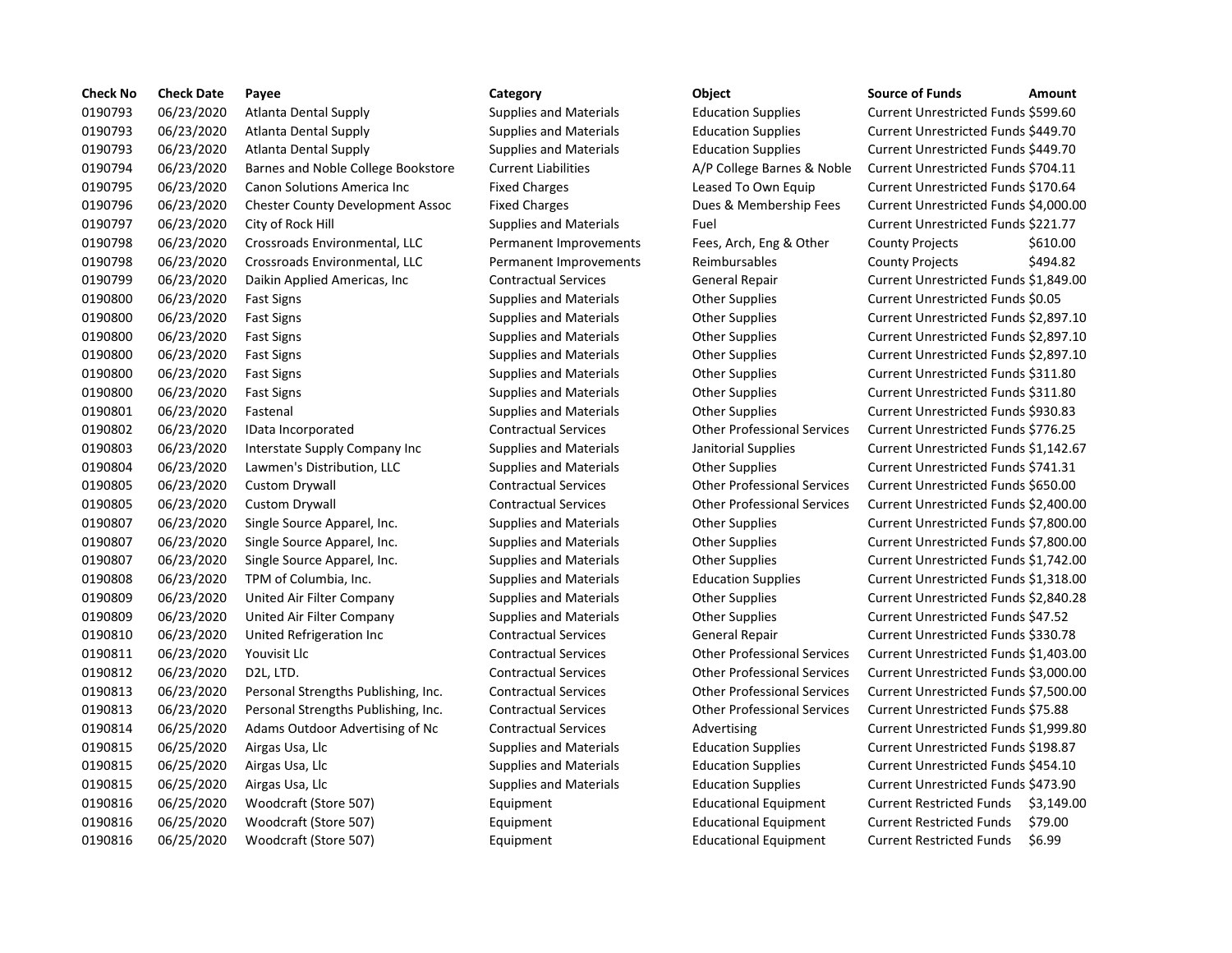| Check No | Check Date | Payee | Category | Object | Source of Funds | Amount |
|---|---|---|---|---|---|---|
| 0190793 | 06/23/2020 | Atlanta Dental Supply | Supplies and Materials | Education Supplies | Current Unrestricted Funds | $599.60 |
| 0190793 | 06/23/2020 | Atlanta Dental Supply | Supplies and Materials | Education Supplies | Current Unrestricted Funds | $449.70 |
| 0190793 | 06/23/2020 | Atlanta Dental Supply | Supplies and Materials | Education Supplies | Current Unrestricted Funds | $449.70 |
| 0190794 | 06/23/2020 | Barnes and Noble College Bookstore | Current Liabilities | A/P College Barnes & Noble | Current Unrestricted Funds | $704.11 |
| 0190795 | 06/23/2020 | Canon Solutions America Inc | Fixed Charges | Leased To Own Equip | Current Unrestricted Funds | $170.64 |
| 0190796 | 06/23/2020 | Chester County Development Assoc | Fixed Charges | Dues & Membership Fees | Current Unrestricted Funds | $4,000.00 |
| 0190797 | 06/23/2020 | City of Rock Hill | Supplies and Materials | Fuel | Current Unrestricted Funds | $221.77 |
| 0190798 | 06/23/2020 | Crossroads Environmental, LLC | Permanent Improvements | Fees, Arch, Eng & Other | County Projects | $610.00 |
| 0190798 | 06/23/2020 | Crossroads Environmental, LLC | Permanent Improvements | Reimbursables | County Projects | $494.82 |
| 0190799 | 06/23/2020 | Daikin Applied Americas, Inc | Contractual Services | General Repair | Current Unrestricted Funds | $1,849.00 |
| 0190800 | 06/23/2020 | Fast Signs | Supplies and Materials | Other Supplies | Current Unrestricted Funds | $0.05 |
| 0190800 | 06/23/2020 | Fast Signs | Supplies and Materials | Other Supplies | Current Unrestricted Funds | $2,897.10 |
| 0190800 | 06/23/2020 | Fast Signs | Supplies and Materials | Other Supplies | Current Unrestricted Funds | $2,897.10 |
| 0190800 | 06/23/2020 | Fast Signs | Supplies and Materials | Other Supplies | Current Unrestricted Funds | $2,897.10 |
| 0190800 | 06/23/2020 | Fast Signs | Supplies and Materials | Other Supplies | Current Unrestricted Funds | $311.80 |
| 0190800 | 06/23/2020 | Fast Signs | Supplies and Materials | Other Supplies | Current Unrestricted Funds | $311.80 |
| 0190801 | 06/23/2020 | Fastenal | Supplies and Materials | Other Supplies | Current Unrestricted Funds | $930.83 |
| 0190802 | 06/23/2020 | IData Incorporated | Contractual Services | Other Professional Services | Current Unrestricted Funds | $776.25 |
| 0190803 | 06/23/2020 | Interstate Supply Company Inc | Supplies and Materials | Janitorial Supplies | Current Unrestricted Funds | $1,142.67 |
| 0190804 | 06/23/2020 | Lawmen's Distribution, LLC | Supplies and Materials | Other Supplies | Current Unrestricted Funds | $741.31 |
| 0190805 | 06/23/2020 | Custom Drywall | Contractual Services | Other Professional Services | Current Unrestricted Funds | $650.00 |
| 0190805 | 06/23/2020 | Custom Drywall | Contractual Services | Other Professional Services | Current Unrestricted Funds | $2,400.00 |
| 0190807 | 06/23/2020 | Single Source Apparel, Inc. | Supplies and Materials | Other Supplies | Current Unrestricted Funds | $7,800.00 |
| 0190807 | 06/23/2020 | Single Source Apparel, Inc. | Supplies and Materials | Other Supplies | Current Unrestricted Funds | $7,800.00 |
| 0190807 | 06/23/2020 | Single Source Apparel, Inc. | Supplies and Materials | Other Supplies | Current Unrestricted Funds | $1,742.00 |
| 0190808 | 06/23/2020 | TPM of Columbia, Inc. | Supplies and Materials | Education Supplies | Current Unrestricted Funds | $1,318.00 |
| 0190809 | 06/23/2020 | United Air Filter Company | Supplies and Materials | Other Supplies | Current Unrestricted Funds | $2,840.28 |
| 0190809 | 06/23/2020 | United Air Filter Company | Supplies and Materials | Other Supplies | Current Unrestricted Funds | $47.52 |
| 0190810 | 06/23/2020 | United Refrigeration Inc | Contractual Services | General Repair | Current Unrestricted Funds | $330.78 |
| 0190811 | 06/23/2020 | Youvisit Llc | Contractual Services | Other Professional Services | Current Unrestricted Funds | $1,403.00 |
| 0190812 | 06/23/2020 | D2L, LTD. | Contractual Services | Other Professional Services | Current Unrestricted Funds | $3,000.00 |
| 0190813 | 06/23/2020 | Personal Strengths Publishing, Inc. | Contractual Services | Other Professional Services | Current Unrestricted Funds | $7,500.00 |
| 0190813 | 06/23/2020 | Personal Strengths Publishing, Inc. | Contractual Services | Other Professional Services | Current Unrestricted Funds | $75.88 |
| 0190814 | 06/25/2020 | Adams Outdoor Advertising of Nc | Contractual Services | Advertising | Current Unrestricted Funds | $1,999.80 |
| 0190815 | 06/25/2020 | Airgas Usa, Llc | Supplies and Materials | Education Supplies | Current Unrestricted Funds | $198.87 |
| 0190815 | 06/25/2020 | Airgas Usa, Llc | Supplies and Materials | Education Supplies | Current Unrestricted Funds | $454.10 |
| 0190815 | 06/25/2020 | Airgas Usa, Llc | Supplies and Materials | Education Supplies | Current Unrestricted Funds | $473.90 |
| 0190816 | 06/25/2020 | Woodcraft (Store 507) | Equipment | Educational Equipment | Current Restricted Funds | $3,149.00 |
| 0190816 | 06/25/2020 | Woodcraft (Store 507) | Equipment | Educational Equipment | Current Restricted Funds | $79.00 |
| 0190816 | 06/25/2020 | Woodcraft (Store 507) | Equipment | Educational Equipment | Current Restricted Funds | $6.99 |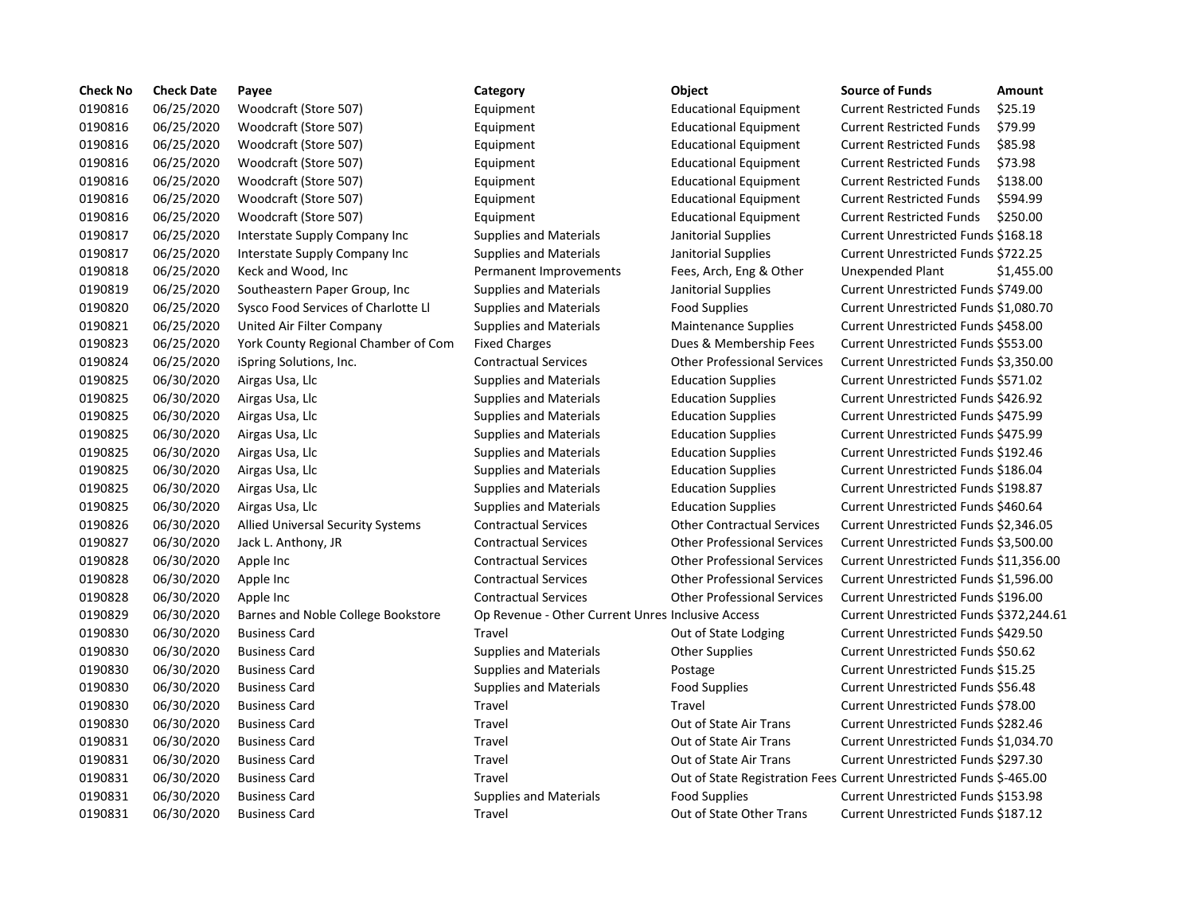| Check No | Check Date | Payee | Category | Object | Source of Funds | Amount |
| --- | --- | --- | --- | --- | --- | --- |
| 0190816 | 06/25/2020 | Woodcraft (Store 507) | Equipment | Educational Equipment | Current Restricted Funds | $25.19 |
| 0190816 | 06/25/2020 | Woodcraft (Store 507) | Equipment | Educational Equipment | Current Restricted Funds | $79.99 |
| 0190816 | 06/25/2020 | Woodcraft (Store 507) | Equipment | Educational Equipment | Current Restricted Funds | $85.98 |
| 0190816 | 06/25/2020 | Woodcraft (Store 507) | Equipment | Educational Equipment | Current Restricted Funds | $73.98 |
| 0190816 | 06/25/2020 | Woodcraft (Store 507) | Equipment | Educational Equipment | Current Restricted Funds | $138.00 |
| 0190816 | 06/25/2020 | Woodcraft (Store 507) | Equipment | Educational Equipment | Current Restricted Funds | $594.99 |
| 0190816 | 06/25/2020 | Woodcraft (Store 507) | Equipment | Educational Equipment | Current Restricted Funds | $250.00 |
| 0190817 | 06/25/2020 | Interstate Supply Company Inc | Supplies and Materials | Janitorial Supplies | Current Unrestricted Funds | $168.18 |
| 0190817 | 06/25/2020 | Interstate Supply Company Inc | Supplies and Materials | Janitorial Supplies | Current Unrestricted Funds | $722.25 |
| 0190818 | 06/25/2020 | Keck and Wood, Inc | Permanent Improvements | Fees, Arch, Eng & Other | Unexpended Plant | $1,455.00 |
| 0190819 | 06/25/2020 | Southeastern Paper Group, Inc | Supplies and Materials | Janitorial Supplies | Current Unrestricted Funds | $749.00 |
| 0190820 | 06/25/2020 | Sysco Food Services of Charlotte Ll | Supplies and Materials | Food Supplies | Current Unrestricted Funds | $1,080.70 |
| 0190821 | 06/25/2020 | United Air Filter Company | Supplies and Materials | Maintenance Supplies | Current Unrestricted Funds | $458.00 |
| 0190823 | 06/25/2020 | York County Regional Chamber of Com | Fixed Charges | Dues & Membership Fees | Current Unrestricted Funds | $553.00 |
| 0190824 | 06/25/2020 | iSpring Solutions, Inc. | Contractual Services | Other Professional Services | Current Unrestricted Funds | $3,350.00 |
| 0190825 | 06/30/2020 | Airgas Usa, Llc | Supplies and Materials | Education Supplies | Current Unrestricted Funds | $571.02 |
| 0190825 | 06/30/2020 | Airgas Usa, Llc | Supplies and Materials | Education Supplies | Current Unrestricted Funds | $426.92 |
| 0190825 | 06/30/2020 | Airgas Usa, Llc | Supplies and Materials | Education Supplies | Current Unrestricted Funds | $475.99 |
| 0190825 | 06/30/2020 | Airgas Usa, Llc | Supplies and Materials | Education Supplies | Current Unrestricted Funds | $475.99 |
| 0190825 | 06/30/2020 | Airgas Usa, Llc | Supplies and Materials | Education Supplies | Current Unrestricted Funds | $192.46 |
| 0190825 | 06/30/2020 | Airgas Usa, Llc | Supplies and Materials | Education Supplies | Current Unrestricted Funds | $186.04 |
| 0190825 | 06/30/2020 | Airgas Usa, Llc | Supplies and Materials | Education Supplies | Current Unrestricted Funds | $198.87 |
| 0190825 | 06/30/2020 | Airgas Usa, Llc | Supplies and Materials | Education Supplies | Current Unrestricted Funds | $460.64 |
| 0190826 | 06/30/2020 | Allied Universal Security Systems | Contractual Services | Other Contractual Services | Current Unrestricted Funds | $2,346.05 |
| 0190827 | 06/30/2020 | Jack L. Anthony, JR | Contractual Services | Other Professional Services | Current Unrestricted Funds | $3,500.00 |
| 0190828 | 06/30/2020 | Apple Inc | Contractual Services | Other Professional Services | Current Unrestricted Funds | $11,356.00 |
| 0190828 | 06/30/2020 | Apple Inc | Contractual Services | Other Professional Services | Current Unrestricted Funds | $1,596.00 |
| 0190828 | 06/30/2020 | Apple Inc | Contractual Services | Other Professional Services | Current Unrestricted Funds | $196.00 |
| 0190829 | 06/30/2020 | Barnes and Noble College Bookstore | Op Revenue - Other Current Unres | Inclusive Access | Current Unrestricted Funds | $372,244.61 |
| 0190830 | 06/30/2020 | Business Card | Travel | Out of State Lodging | Current Unrestricted Funds | $429.50 |
| 0190830 | 06/30/2020 | Business Card | Supplies and Materials | Other Supplies | Current Unrestricted Funds | $50.62 |
| 0190830 | 06/30/2020 | Business Card | Supplies and Materials | Postage | Current Unrestricted Funds | $15.25 |
| 0190830 | 06/30/2020 | Business Card | Supplies and Materials | Food Supplies | Current Unrestricted Funds | $56.48 |
| 0190830 | 06/30/2020 | Business Card | Travel | Travel | Current Unrestricted Funds | $78.00 |
| 0190830 | 06/30/2020 | Business Card | Travel | Out of State Air Trans | Current Unrestricted Funds | $282.46 |
| 0190831 | 06/30/2020 | Business Card | Travel | Out of State Air Trans | Current Unrestricted Funds | $1,034.70 |
| 0190831 | 06/30/2020 | Business Card | Travel | Out of State Air Trans | Current Unrestricted Funds | $297.30 |
| 0190831 | 06/30/2020 | Business Card | Travel | Out of State Registration Fees | Current Unrestricted Funds | $-465.00 |
| 0190831 | 06/30/2020 | Business Card | Supplies and Materials | Food Supplies | Current Unrestricted Funds | $153.98 |
| 0190831 | 06/30/2020 | Business Card | Travel | Out of State Other Trans | Current Unrestricted Funds | $187.12 |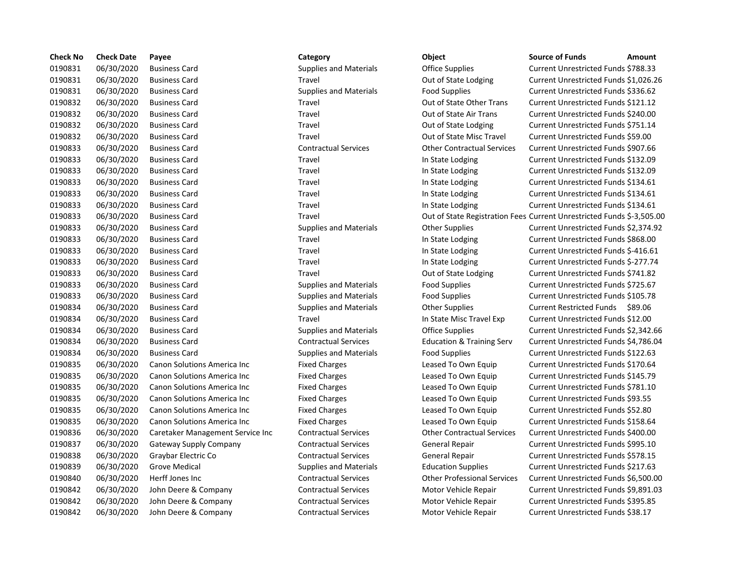| Check No | Check Date | Payee | Category | Object | Source of Funds | Amount |
|---|---|---|---|---|---|---|
| 0190831 | 06/30/2020 | Business Card | Supplies and Materials | Office Supplies | Current Unrestricted Funds | $788.33 |
| 0190831 | 06/30/2020 | Business Card | Travel | Out of State Lodging | Current Unrestricted Funds | $1,026.26 |
| 0190831 | 06/30/2020 | Business Card | Supplies and Materials | Food Supplies | Current Unrestricted Funds | $336.62 |
| 0190832 | 06/30/2020 | Business Card | Travel | Out of State Other Trans | Current Unrestricted Funds | $121.12 |
| 0190832 | 06/30/2020 | Business Card | Travel | Out of State Air Trans | Current Unrestricted Funds | $240.00 |
| 0190832 | 06/30/2020 | Business Card | Travel | Out of State Lodging | Current Unrestricted Funds | $751.14 |
| 0190832 | 06/30/2020 | Business Card | Travel | Out of State Misc Travel | Current Unrestricted Funds | $59.00 |
| 0190833 | 06/30/2020 | Business Card | Contractual Services | Other Contractual Services | Current Unrestricted Funds | $907.66 |
| 0190833 | 06/30/2020 | Business Card | Travel | In State Lodging | Current Unrestricted Funds | $132.09 |
| 0190833 | 06/30/2020 | Business Card | Travel | In State Lodging | Current Unrestricted Funds | $132.09 |
| 0190833 | 06/30/2020 | Business Card | Travel | In State Lodging | Current Unrestricted Funds | $134.61 |
| 0190833 | 06/30/2020 | Business Card | Travel | In State Lodging | Current Unrestricted Funds | $134.61 |
| 0190833 | 06/30/2020 | Business Card | Travel | In State Lodging | Current Unrestricted Funds | $134.61 |
| 0190833 | 06/30/2020 | Business Card | Travel | Out of State Registration Fees | Current Unrestricted Funds | $-3,505.00 |
| 0190833 | 06/30/2020 | Business Card | Supplies and Materials | Other Supplies | Current Unrestricted Funds | $2,374.92 |
| 0190833 | 06/30/2020 | Business Card | Travel | In State Lodging | Current Unrestricted Funds | $868.00 |
| 0190833 | 06/30/2020 | Business Card | Travel | In State Lodging | Current Unrestricted Funds | $-416.61 |
| 0190833 | 06/30/2020 | Business Card | Travel | In State Lodging | Current Unrestricted Funds | $-277.74 |
| 0190833 | 06/30/2020 | Business Card | Travel | Out of State Lodging | Current Unrestricted Funds | $741.82 |
| 0190833 | 06/30/2020 | Business Card | Supplies and Materials | Food Supplies | Current Unrestricted Funds | $725.67 |
| 0190833 | 06/30/2020 | Business Card | Supplies and Materials | Food Supplies | Current Unrestricted Funds | $105.78 |
| 0190834 | 06/30/2020 | Business Card | Supplies and Materials | Other Supplies | Current Restricted Funds | $89.06 |
| 0190834 | 06/30/2020 | Business Card | Travel | In State Misc Travel Exp | Current Unrestricted Funds | $12.00 |
| 0190834 | 06/30/2020 | Business Card | Supplies and Materials | Office Supplies | Current Unrestricted Funds | $2,342.66 |
| 0190834 | 06/30/2020 | Business Card | Contractual Services | Education & Training Serv | Current Unrestricted Funds | $4,786.04 |
| 0190834 | 06/30/2020 | Business Card | Supplies and Materials | Food Supplies | Current Unrestricted Funds | $122.63 |
| 0190835 | 06/30/2020 | Canon Solutions America Inc | Fixed Charges | Leased To Own Equip | Current Unrestricted Funds | $170.64 |
| 0190835 | 06/30/2020 | Canon Solutions America Inc | Fixed Charges | Leased To Own Equip | Current Unrestricted Funds | $145.79 |
| 0190835 | 06/30/2020 | Canon Solutions America Inc | Fixed Charges | Leased To Own Equip | Current Unrestricted Funds | $781.10 |
| 0190835 | 06/30/2020 | Canon Solutions America Inc | Fixed Charges | Leased To Own Equip | Current Unrestricted Funds | $93.55 |
| 0190835 | 06/30/2020 | Canon Solutions America Inc | Fixed Charges | Leased To Own Equip | Current Unrestricted Funds | $52.80 |
| 0190835 | 06/30/2020 | Canon Solutions America Inc | Fixed Charges | Leased To Own Equip | Current Unrestricted Funds | $158.64 |
| 0190836 | 06/30/2020 | Caretaker Management Service Inc | Contractual Services | Other Contractual Services | Current Unrestricted Funds | $400.00 |
| 0190837 | 06/30/2020 | Gateway Supply Company | Contractual Services | General Repair | Current Unrestricted Funds | $995.10 |
| 0190838 | 06/30/2020 | Graybar Electric Co | Contractual Services | General Repair | Current Unrestricted Funds | $578.15 |
| 0190839 | 06/30/2020 | Grove Medical | Supplies and Materials | Education Supplies | Current Unrestricted Funds | $217.63 |
| 0190840 | 06/30/2020 | Herff Jones Inc | Contractual Services | Other Professional Services | Current Unrestricted Funds | $6,500.00 |
| 0190842 | 06/30/2020 | John Deere & Company | Contractual Services | Motor Vehicle Repair | Current Unrestricted Funds | $9,891.03 |
| 0190842 | 06/30/2020 | John Deere & Company | Contractual Services | Motor Vehicle Repair | Current Unrestricted Funds | $395.85 |
| 0190842 | 06/30/2020 | John Deere & Company | Contractual Services | Motor Vehicle Repair | Current Unrestricted Funds | $38.17 |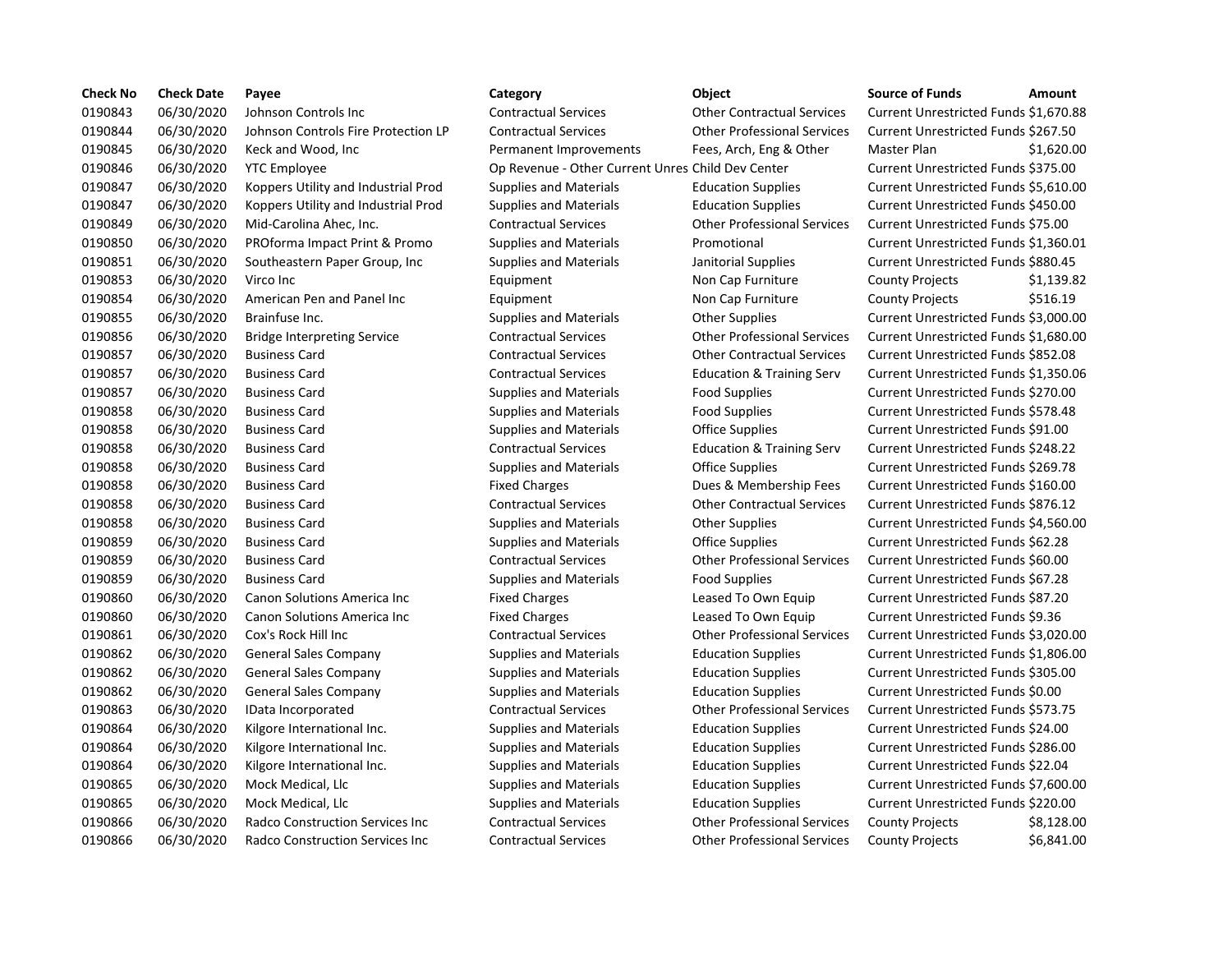| Check No | Check Date | Payee | Category | Object | Source of Funds | Amount |
|---|---|---|---|---|---|---|
| 0190843 | 06/30/2020 | Johnson Controls Inc | Contractual Services | Other Contractual Services | Current Unrestricted Funds | $1,670.88 |
| 0190844 | 06/30/2020 | Johnson Controls Fire Protection LP | Contractual Services | Other Professional Services | Current Unrestricted Funds | $267.50 |
| 0190845 | 06/30/2020 | Keck and Wood, Inc | Permanent Improvements | Fees, Arch, Eng & Other | Master Plan | $1,620.00 |
| 0190846 | 06/30/2020 | YTC Employee | Op Revenue - Other Current Unres | Child Dev Center | Current Unrestricted Funds | $375.00 |
| 0190847 | 06/30/2020 | Koppers Utility and Industrial Prod | Supplies and Materials | Education Supplies | Current Unrestricted Funds | $5,610.00 |
| 0190847 | 06/30/2020 | Koppers Utility and Industrial Prod | Supplies and Materials | Education Supplies | Current Unrestricted Funds | $450.00 |
| 0190849 | 06/30/2020 | Mid-Carolina Ahec, Inc. | Contractual Services | Other Professional Services | Current Unrestricted Funds | $75.00 |
| 0190850 | 06/30/2020 | PROforma Impact Print & Promo | Supplies and Materials | Promotional | Current Unrestricted Funds | $1,360.01 |
| 0190851 | 06/30/2020 | Southeastern Paper Group, Inc | Supplies and Materials | Janitorial Supplies | Current Unrestricted Funds | $880.45 |
| 0190853 | 06/30/2020 | Virco Inc | Equipment | Non Cap Furniture | County Projects | $1,139.82 |
| 0190854 | 06/30/2020 | American Pen and Panel Inc | Equipment | Non Cap Furniture | County Projects | $516.19 |
| 0190855 | 06/30/2020 | Brainfuse Inc. | Supplies and Materials | Other Supplies | Current Unrestricted Funds | $3,000.00 |
| 0190856 | 06/30/2020 | Bridge Interpreting Service | Contractual Services | Other Professional Services | Current Unrestricted Funds | $1,680.00 |
| 0190857 | 06/30/2020 | Business Card | Contractual Services | Other Contractual Services | Current Unrestricted Funds | $852.08 |
| 0190857 | 06/30/2020 | Business Card | Contractual Services | Education & Training Serv | Current Unrestricted Funds | $1,350.06 |
| 0190857 | 06/30/2020 | Business Card | Supplies and Materials | Food Supplies | Current Unrestricted Funds | $270.00 |
| 0190858 | 06/30/2020 | Business Card | Supplies and Materials | Food Supplies | Current Unrestricted Funds | $578.48 |
| 0190858 | 06/30/2020 | Business Card | Supplies and Materials | Office Supplies | Current Unrestricted Funds | $91.00 |
| 0190858 | 06/30/2020 | Business Card | Contractual Services | Education & Training Serv | Current Unrestricted Funds | $248.22 |
| 0190858 | 06/30/2020 | Business Card | Supplies and Materials | Office Supplies | Current Unrestricted Funds | $269.78 |
| 0190858 | 06/30/2020 | Business Card | Fixed Charges | Dues & Membership Fees | Current Unrestricted Funds | $160.00 |
| 0190858 | 06/30/2020 | Business Card | Contractual Services | Other Contractual Services | Current Unrestricted Funds | $876.12 |
| 0190858 | 06/30/2020 | Business Card | Supplies and Materials | Other Supplies | Current Unrestricted Funds | $4,560.00 |
| 0190859 | 06/30/2020 | Business Card | Supplies and Materials | Office Supplies | Current Unrestricted Funds | $62.28 |
| 0190859 | 06/30/2020 | Business Card | Contractual Services | Other Professional Services | Current Unrestricted Funds | $60.00 |
| 0190859 | 06/30/2020 | Business Card | Supplies and Materials | Food Supplies | Current Unrestricted Funds | $67.28 |
| 0190860 | 06/30/2020 | Canon Solutions America Inc | Fixed Charges | Leased To Own Equip | Current Unrestricted Funds | $87.20 |
| 0190860 | 06/30/2020 | Canon Solutions America Inc | Fixed Charges | Leased To Own Equip | Current Unrestricted Funds | $9.36 |
| 0190861 | 06/30/2020 | Cox's Rock Hill Inc | Contractual Services | Other Professional Services | Current Unrestricted Funds | $3,020.00 |
| 0190862 | 06/30/2020 | General Sales Company | Supplies and Materials | Education Supplies | Current Unrestricted Funds | $1,806.00 |
| 0190862 | 06/30/2020 | General Sales Company | Supplies and Materials | Education Supplies | Current Unrestricted Funds | $305.00 |
| 0190862 | 06/30/2020 | General Sales Company | Supplies and Materials | Education Supplies | Current Unrestricted Funds | $0.00 |
| 0190863 | 06/30/2020 | IData Incorporated | Contractual Services | Other Professional Services | Current Unrestricted Funds | $573.75 |
| 0190864 | 06/30/2020 | Kilgore International Inc. | Supplies and Materials | Education Supplies | Current Unrestricted Funds | $24.00 |
| 0190864 | 06/30/2020 | Kilgore International Inc. | Supplies and Materials | Education Supplies | Current Unrestricted Funds | $286.00 |
| 0190864 | 06/30/2020 | Kilgore International Inc. | Supplies and Materials | Education Supplies | Current Unrestricted Funds | $22.04 |
| 0190865 | 06/30/2020 | Mock Medical, Llc | Supplies and Materials | Education Supplies | Current Unrestricted Funds | $7,600.00 |
| 0190865 | 06/30/2020 | Mock Medical, Llc | Supplies and Materials | Education Supplies | Current Unrestricted Funds | $220.00 |
| 0190866 | 06/30/2020 | Radco Construction Services Inc | Contractual Services | Other Professional Services | County Projects | $8,128.00 |
| 0190866 | 06/30/2020 | Radco Construction Services Inc | Contractual Services | Other Professional Services | County Projects | $6,841.00 |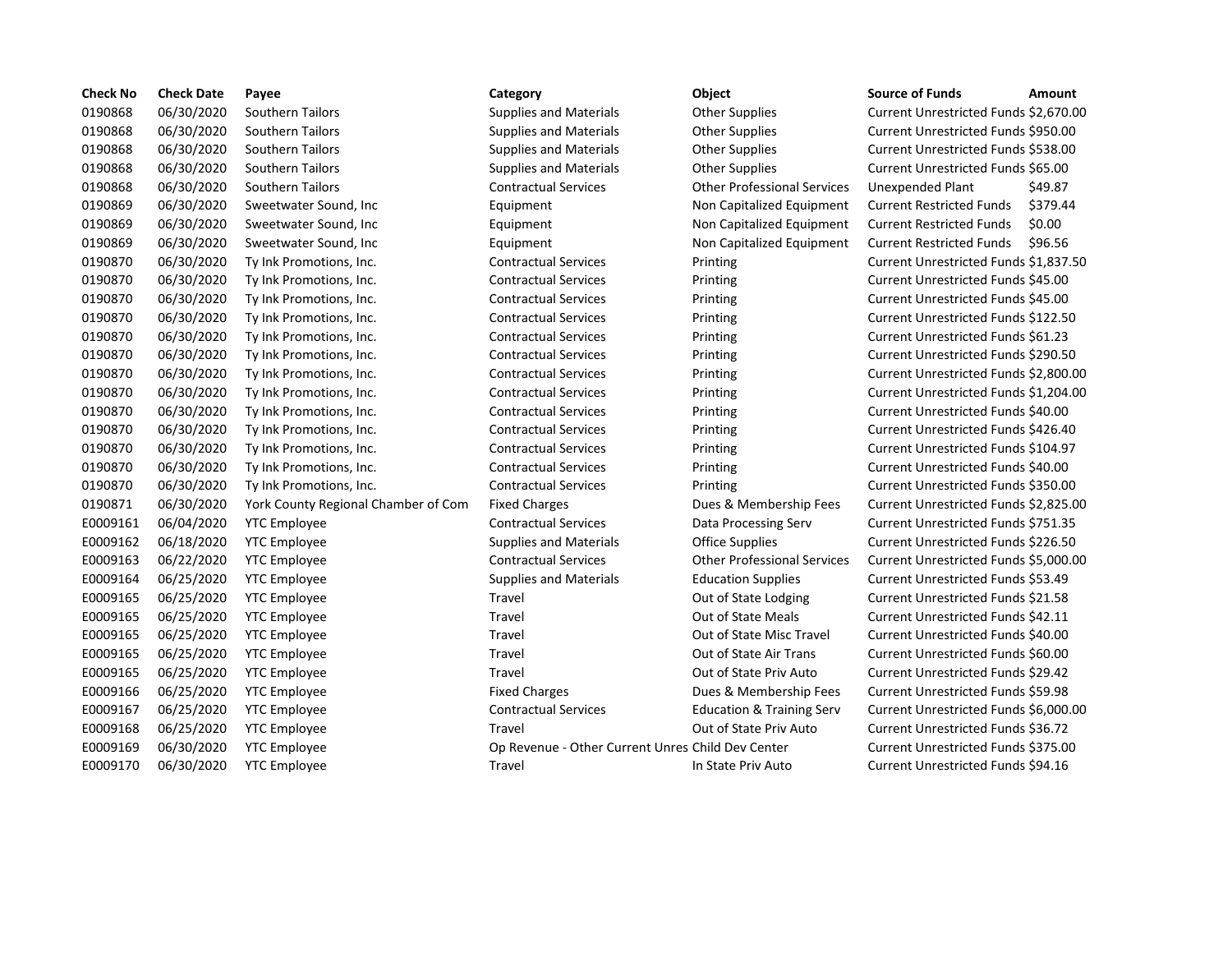| Check No | Check Date | Payee | Category | Object | Source of Funds | Amount |
|---|---|---|---|---|---|---|
| 0190868 | 06/30/2020 | Southern Tailors | Supplies and Materials | Other Supplies | Current Unrestricted Funds | $2,670.00 |
| 0190868 | 06/30/2020 | Southern Tailors | Supplies and Materials | Other Supplies | Current Unrestricted Funds | $950.00 |
| 0190868 | 06/30/2020 | Southern Tailors | Supplies and Materials | Other Supplies | Current Unrestricted Funds | $538.00 |
| 0190868 | 06/30/2020 | Southern Tailors | Supplies and Materials | Other Supplies | Current Unrestricted Funds | $65.00 |
| 0190868 | 06/30/2020 | Southern Tailors | Contractual Services | Other Professional Services | Unexpended Plant | $49.87 |
| 0190869 | 06/30/2020 | Sweetwater Sound, Inc | Equipment | Non Capitalized Equipment | Current Restricted Funds | $379.44 |
| 0190869 | 06/30/2020 | Sweetwater Sound, Inc | Equipment | Non Capitalized Equipment | Current Restricted Funds | $0.00 |
| 0190869 | 06/30/2020 | Sweetwater Sound, Inc | Equipment | Non Capitalized Equipment | Current Restricted Funds | $96.56 |
| 0190870 | 06/30/2020 | Ty Ink Promotions, Inc. | Contractual Services | Printing | Current Unrestricted Funds | $1,837.50 |
| 0190870 | 06/30/2020 | Ty Ink Promotions, Inc. | Contractual Services | Printing | Current Unrestricted Funds | $45.00 |
| 0190870 | 06/30/2020 | Ty Ink Promotions, Inc. | Contractual Services | Printing | Current Unrestricted Funds | $45.00 |
| 0190870 | 06/30/2020 | Ty Ink Promotions, Inc. | Contractual Services | Printing | Current Unrestricted Funds | $122.50 |
| 0190870 | 06/30/2020 | Ty Ink Promotions, Inc. | Contractual Services | Printing | Current Unrestricted Funds | $61.23 |
| 0190870 | 06/30/2020 | Ty Ink Promotions, Inc. | Contractual Services | Printing | Current Unrestricted Funds | $290.50 |
| 0190870 | 06/30/2020 | Ty Ink Promotions, Inc. | Contractual Services | Printing | Current Unrestricted Funds | $2,800.00 |
| 0190870 | 06/30/2020 | Ty Ink Promotions, Inc. | Contractual Services | Printing | Current Unrestricted Funds | $1,204.00 |
| 0190870 | 06/30/2020 | Ty Ink Promotions, Inc. | Contractual Services | Printing | Current Unrestricted Funds | $40.00 |
| 0190870 | 06/30/2020 | Ty Ink Promotions, Inc. | Contractual Services | Printing | Current Unrestricted Funds | $426.40 |
| 0190870 | 06/30/2020 | Ty Ink Promotions, Inc. | Contractual Services | Printing | Current Unrestricted Funds | $104.97 |
| 0190870 | 06/30/2020 | Ty Ink Promotions, Inc. | Contractual Services | Printing | Current Unrestricted Funds | $40.00 |
| 0190870 | 06/30/2020 | Ty Ink Promotions, Inc. | Contractual Services | Printing | Current Unrestricted Funds | $350.00 |
| 0190871 | 06/30/2020 | York County Regional Chamber of Com | Fixed Charges | Dues & Membership Fees | Current Unrestricted Funds | $2,825.00 |
| E0009161 | 06/04/2020 | YTC Employee | Contractual Services | Data Processing Serv | Current Unrestricted Funds | $751.35 |
| E0009162 | 06/18/2020 | YTC Employee | Supplies and Materials | Office Supplies | Current Unrestricted Funds | $226.50 |
| E0009163 | 06/22/2020 | YTC Employee | Contractual Services | Other Professional Services | Current Unrestricted Funds | $5,000.00 |
| E0009164 | 06/25/2020 | YTC Employee | Supplies and Materials | Education Supplies | Current Unrestricted Funds | $53.49 |
| E0009165 | 06/25/2020 | YTC Employee | Travel | Out of State Lodging | Current Unrestricted Funds | $21.58 |
| E0009165 | 06/25/2020 | YTC Employee | Travel | Out of State Meals | Current Unrestricted Funds | $42.11 |
| E0009165 | 06/25/2020 | YTC Employee | Travel | Out of State Misc Travel | Current Unrestricted Funds | $40.00 |
| E0009165 | 06/25/2020 | YTC Employee | Travel | Out of State Air Trans | Current Unrestricted Funds | $60.00 |
| E0009165 | 06/25/2020 | YTC Employee | Travel | Out of State Priv Auto | Current Unrestricted Funds | $29.42 |
| E0009166 | 06/25/2020 | YTC Employee | Fixed Charges | Dues & Membership Fees | Current Unrestricted Funds | $59.98 |
| E0009167 | 06/25/2020 | YTC Employee | Contractual Services | Education & Training Serv | Current Unrestricted Funds | $6,000.00 |
| E0009168 | 06/25/2020 | YTC Employee | Travel | Out of State Priv Auto | Current Unrestricted Funds | $36.72 |
| E0009169 | 06/30/2020 | YTC Employee | Op Revenue - Other Current Unres | Child Dev Center | Current Unrestricted Funds | $375.00 |
| E0009170 | 06/30/2020 | YTC Employee | Travel | In State Priv Auto | Current Unrestricted Funds | $94.16 |